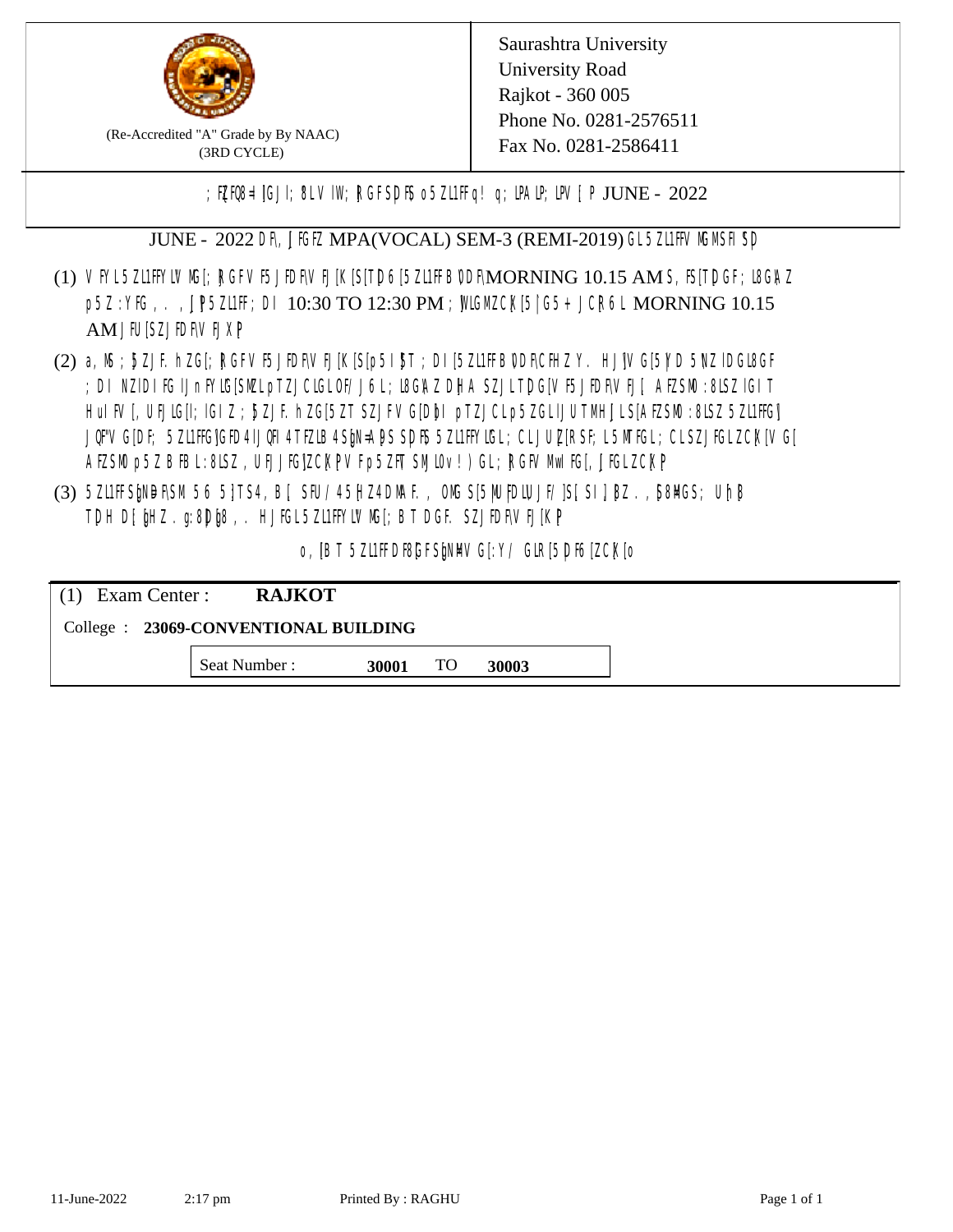Saurashtra University
University Road
Rajkot - 360 005
Phone No. 0281-2576511
Fax No. 0281-2586411

(Re-Accredited "A" Grade by By NAAC)
(3RD CYCLE)

; FZFQ8=|G]I; 8LV IW; RGFSPFS o5ZL1FFq! q; LPALP; LPV [P JUNE - 2022

JUNE - 2022 DF\, ]FGFZ MPA(VOCAL) SEM-3 (REMI-2019) GL 5ZL1FFV NGMSFI 'SP

(1) V FYL 5ZL1FFYLV NG[; RGFV F5 JFDF\V FJ[K [S[TD6 [5ZL1FF B\DDF\MORNING 10.15 AM S, F5[TD GF; L8G\A Z p5Z :YFG , . , ]PP5ZL1FF; DI 10:30 TO 12:30 PM ; ]WLGMZCK[5 |G5 + JCR6 L MORNING 10.15 AM JFU[SZ JFDF\V FJXP

(2) a, MS ; ]ZJF. hZG[; RGFV F5 JFDF\V FJ[K [S[p5 I ]T ; DI [5ZL1FF B\DDF\CFHZ Y. HJ]\V G[5 Y D 5 NZ lDGL8GF ; DI NZlDI FG I]n FYLG[SMZL pTZJCLGL OF/ J6 L; L8G\A Z D]HA SZJL TD G[V F5 JFDF\V FJ[ AFZSMO :8LSZ lGIT HuIF V[, UFJLG[I; lGI Z ; ]ZJF. hZG[5ZT SZJFV G[D]bI pTZJCL p5ZGL I]UTMH]LS [AFZSMO :8LSZ 5ZL1FFG] JQF"V G[DF; 5ZL1FFG]G FD 4 I]QFI 4 TFZLB 4 S]N=AQS SPFS 5ZL1FFYLGL ; CL J U[RSF; L5 MTFGL ; CL SZJ FGL ZCK[V G[ AFZSMO p5Z B FBL :8LSZ , UFJ JFG]ZCK P V F p5ZFT SMLO v ! ) GL ; RGFV Mw FG[, ]FGL ZCK P

(3) 5ZL1FF S]NDF\SM 5 6 5 ]TS4 , B [ SFU / 45 ]HZ4 DMAF. , OMG S[5 ]MU FDLU JF/ ]S[ SI ] ]BZ . , ]58MGS ; Uh B TD H D[ ]HZ . g :8 D]g8 , . HJFGL 5ZL1FFYLV NG[; B T DGF. SZJ FDF\V FJ[K P

o , [BT 5ZL1FF DF8[GF S]N=V G[:Y/ GLR[5 D F6 [ZCK[o

| (1) Exam Center : | RAJKOT | | |
|---|---|---|---|
| College : | 23069-CONVENTIONAL BUILDING | | |
| Seat Number : | 30001 | TO | 30003 |

11-June-2022 2:17 pm Printed By : RAGHU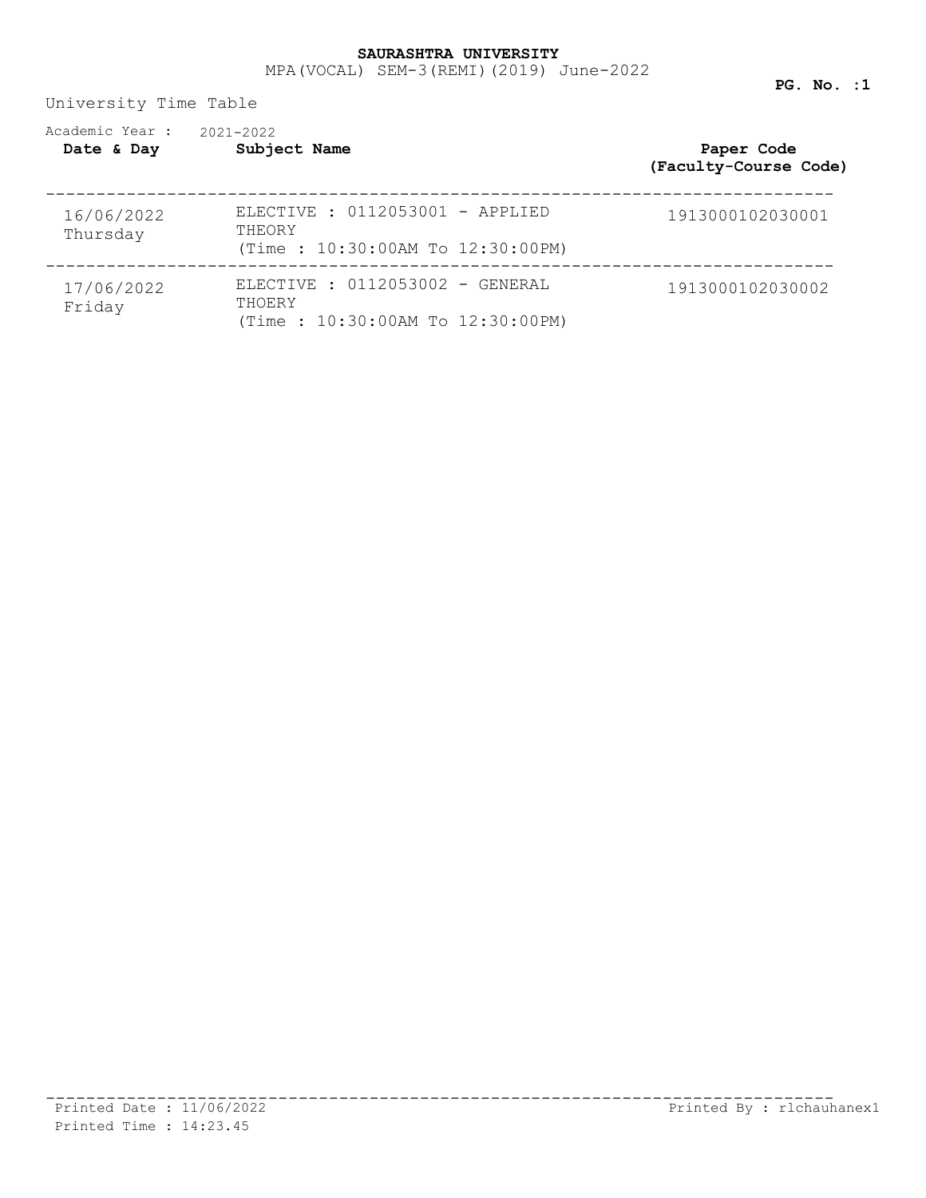# SAURASHTRA UNIVERSITY

MPA(VOCAL) SEM-3(REMI)(2019) June-2022

**PG. No. :1**

University Time Table

Academic Year : 2021-2022

| Date & Day | Subject Name | Paper Code (Faculty-Course Code) |
|---|---|---|
| 16/06/2022 Thursday | ELECTIVE : 0112053001 - APPLIED THEORY (Time : 10:30:00AM To 12:30:00PM) | 1913000102030001 |
| 17/06/2022 Friday | ELECTIVE : 0112053002 - GENERAL THOERY (Time : 10:30:00AM To 12:30:00PM) | 1913000102030002 |

Printed Date : 11/06/2022
Printed Time : 14:23.45

Printed By : rlchauhanex1